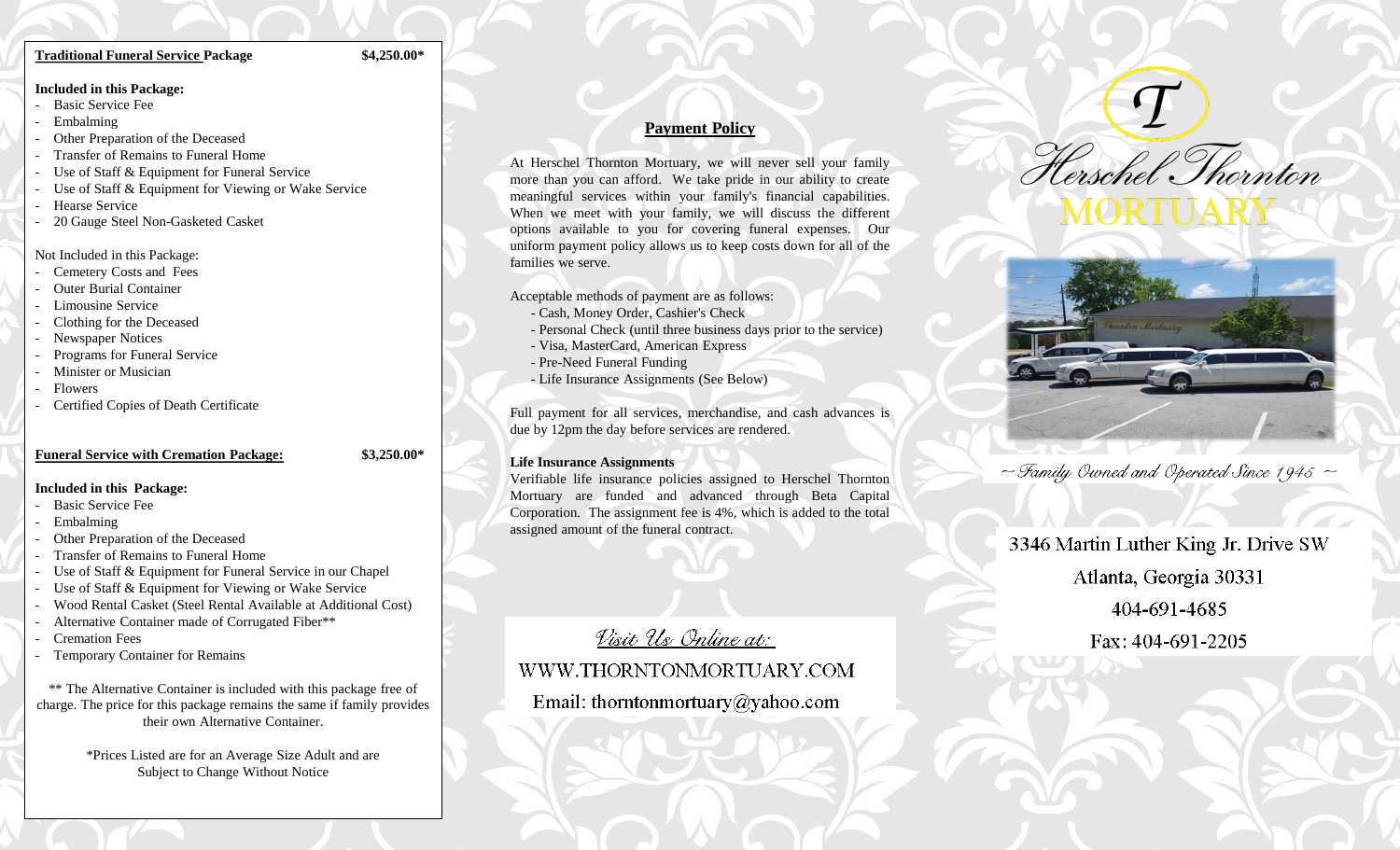**Traditional Funeral Service Package** **$4,250.00***

**Included in this Package:**

- Basic Service Fee
- Embalming
- Other Preparation of the Deceased
- Transfer of Remains to Funeral Home
- Use of Staff & Equipment for Funeral Service
- Use of Staff & Equipment for Viewing or Wake Service
- Hearse Service
- 20 Gauge Steel Non-Gasketed Casket

Not Included in this Package:

- Cemetery Costs and Fees
- Outer Burial Container
- Limousine Service
- Clothing for the Deceased
- Newspaper Notices
- Programs for Funeral Service
- Minister or Musician
- Flowers
- Certified Copies of Death Certificate

**Funeral Service with Cremation Package:** **$3,250.00***

**Included in this Package:**

- Basic Service Fee
- Embalming
- Other Preparation of the Deceased
- Transfer of Remains to Funeral Home
- Use of Staff & Equipment for Funeral Service in our Chapel
- Use of Staff & Equipment for Viewing or Wake Service
- Wood Rental Casket (Steel Rental Available at Additional Cost)
- Alternative Container made of Corrugated Fiber**
- Cremation Fees
- Temporary Container for Remains

** The Alternative Container is included with this package free of charge. The price for this package remains the same if family provides their own Alternative Container.

*Prices Listed are for an Average Size Adult and are Subject to Change Without Notice

## Payment Policy

At Herschel Thornton Mortuary, we will never sell your family more than you can afford. We take pride in our ability to create meaningful services within your family's financial capabilities. When we meet with your family, we will discuss the different options available to you for covering funeral expenses. Our uniform payment policy allows us to keep costs down for all of the families we serve.

Acceptable methods of payment are as follows:

- Cash, Money Order, Cashier's Check
- Personal Check (until three business days prior to the service)
- Visa, MasterCard, American Express
- Pre-Need Funeral Funding
- Life Insurance Assignments (See Below)

Full payment for all services, merchandise, and cash advances is due by 12pm the day before services are rendered.

**Life Insurance Assignments**

Verifiable life insurance policies assigned to Herschel Thornton Mortuary are funded and advanced through Beta Capital Corporation. The assignment fee is 4%, which is added to the total assigned amount of the funeral contract.

*Visit Us Online at:*

WWW.THORNTONMORTUARY.COM

Email: thorntonmortuary@yahoo.com

T

# Herschel Thornton MORTUARY

*~ Family Owned and Operated Since 1945 ~*

3346 Martin Luther King Jr. Drive SW

Atlanta, Georgia 30331

404-691-4685

Fax: 404-691-2205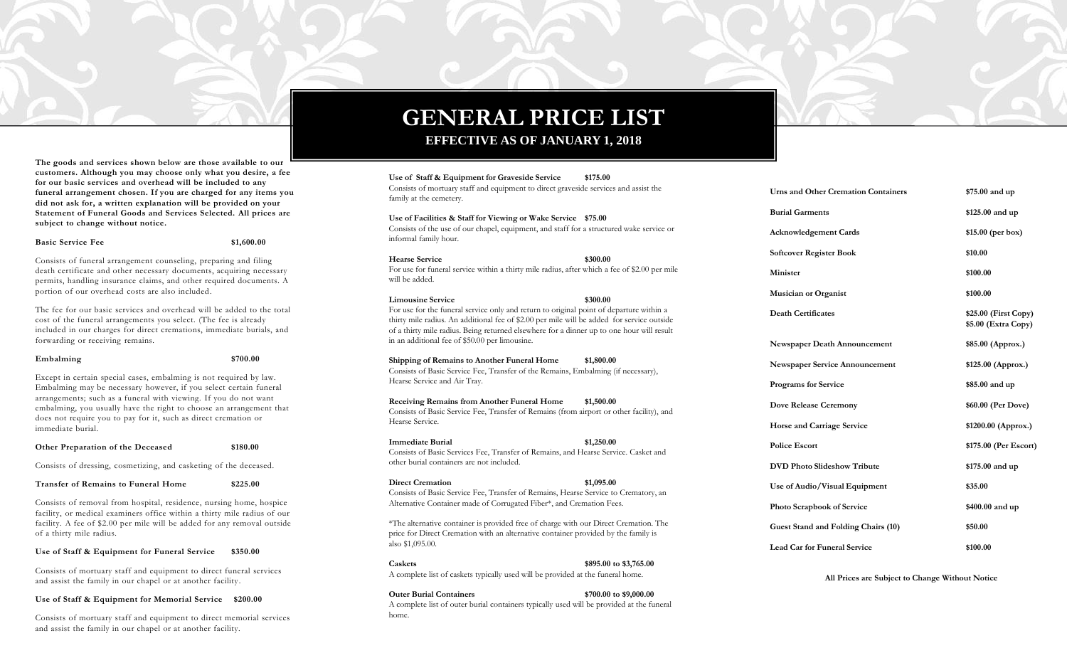# GENERAL PRICE LIST

## EFFECTIVE AS OF JANUARY 1, 2018

**The goods and services shown below are those available to our customers. Although you may choose only what you desire, a fee for our basic services and overhead will be included to any funeral arrangement chosen. If you are charged for any items you did not ask for, a written explanation will be provided on your Statement of Funeral Goods and Services Selected. All prices are subject to change without notice.**

**Basic Service Fee** **$1,600.00**

Consists of funeral arrangement counseling, preparing and filing death certificate and other necessary documents, acquiring necessary permits, handling insurance claims, and other required documents. A portion of our overhead costs are also included.

The fee for our basic services and overhead will be added to the total cost of the funeral arrangements you select. (The fee is already included in our charges for direct cremations, immediate burials, and forwarding or receiving remains.

**Embalming** **$700.00**

Except in certain special cases, embalming is not required by law. Embalming may be necessary however, if you select certain funeral arrangements; such as a funeral with viewing. If you do not want embalming, you usually have the right to choose an arrangement that does not require you to pay for it, such as direct cremation or immediate burial.

**Other Preparation of the Deceased** **$180.00**

Consists of dressing, cosmetizing, and casketing of the deceased.

**Transfer of Remains to Funeral Home** **$225.00**

Consists of removal from hospital, residence, nursing home, hospice facility, or medical examiners office within a thirty mile radius of our facility. A fee of $2.00 per mile will be added for any removal outside of a thirty mile radius.

**Use of Staff & Equipment for Funeral Service** **$350.00**

Consists of mortuary staff and equipment to direct funeral services and assist the family in our chapel or at another facility.

**Use of Staff & Equipment for Memorial Service** **$200.00**

Consists of mortuary staff and equipment to direct memorial services and assist the family in our chapel or at another facility.

**Use of Staff & Equipment for Graveside Service** **$175.00**

Consists of mortuary staff and equipment to direct graveside services and assist the family at the cemetery.

**Use of Facilities & Staff for Viewing or Wake Service** **$75.00**

Consists of the use of our chapel, equipment, and staff for a structured wake service or informal family hour.

**Hearse Service** **$300.00**

For use for funeral service within a thirty mile radius, after which a fee of $2.00 per mile will be added.

**Limousine Service** **$300.00**

For use for the funeral service only and return to original point of departure within a thirty mile radius. An additional fee of $2.00 per mile will be added for service outside of a thirty mile radius. Being returned elsewhere for a dinner up to one hour will result in an additional fee of $50.00 per limousine.

**Shipping of Remains to Another Funeral Home** **$1,800.00**

Consists of Basic Service Fee, Transfer of the Remains, Embalming (if necessary), Hearse Service and Air Tray.

**Receiving Remains from Another Funeral Home** **$1,500.00**

Consists of Basic Service Fee, Transfer of Remains (from airport or other facility), and Hearse Service.

**Immediate Burial** **$1,250.00**

Consists of Basic Services Fee, Transfer of Remains, and Hearse Service. Casket and other burial containers are not included.

**Direct Cremation** **$1,095.00**

Consists of Basic Service Fee, Transfer of Remains, Hearse Service to Crematory, an Alternative Container made of Corrugated Fiber*, and Cremation Fees.

*The alternative container is provided free of charge with our Direct Cremation. The price for Direct Cremation with an alternative container provided by the family is also $1,095.00.

**Caskets** **$895.00 to $3,765.00**

A complete list of caskets typically used will be provided at the funeral home.

**Outer Burial Containers** **$700.00 to $9,000.00**

A complete list of outer burial containers typically used will be provided at the funeral home.

| | |
|---|---|
| **Urns and Other Cremation Containers** | **$75.00 and up** |
| **Burial Garments** | **$125.00 and up** |
| **Acknowledgement Cards** | **$15.00 (per box)** |
| **Softcover Register Book** | **$10.00** |
| **Minister** | **$100.00** |
| **Musician or Organist** | **$100.00** |
| **Death Certificates** | **$25.00 (First Copy)**<br>**$5.00 (Extra Copy)** |
| **Newspaper Death Announcement** | **$85.00 (Approx.)** |
| **Newspaper Service Announcement** | **$125.00 (Approx.)** |
| **Programs for Service** | **$85.00 and up** |
| **Dove Release Ceremony** | **$60.00 (Per Dove)** |
| **Horse and Carriage Service** | **$1200.00 (Approx.)** |
| **Police Escort** | **$175.00 (Per Escort)** |
| **DVD Photo Slideshow Tribute** | **$175.00 and up** |
| **Use of Audio/Visual Equipment** | **$35.00** |
| **Photo Scrapbook of Service** | **$400.00 and up** |
| **Guest Stand and Folding Chairs (10)** | **$50.00** |
| **Lead Car for Funeral Service** | **$100.00** |

**All Prices are Subject to Change Without Notice**